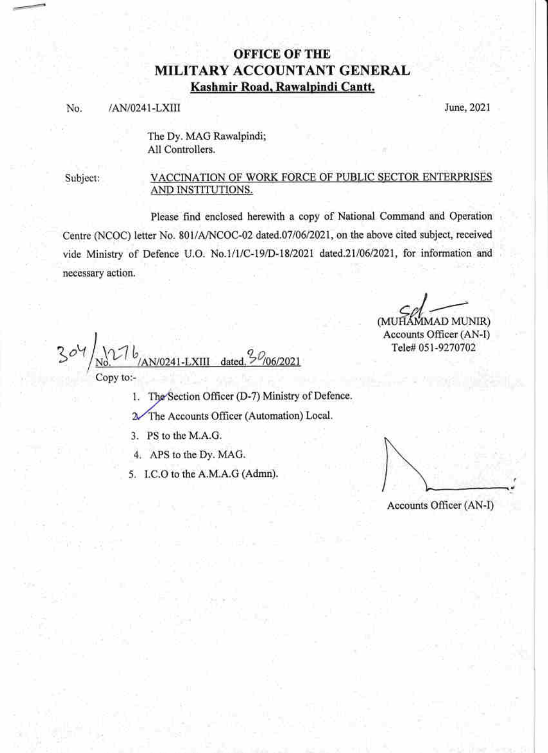# OFFICE OF THE
# MILITARY ACCOUNTANT GENERAL
## Kashmir Road, Rawalpindi Cantt.

No. /AN/0241-LXIII June, 2021

The Dy. MAG Rawalpindi;
All Controllers.

Subject: VACCINATION OF WORK FORCE OF PUBLIC SECTOR ENTERPRISES AND INSTITUTIONS.

Please find enclosed herewith a copy of National Command and Operation Centre (NCOC) letter No. 801/A/NCOC-02 dated.07/06/2021, on the above cited subject, received vide Ministry of Defence U.O. No.1/1/C-19/D-18/2021 dated.21/06/2021, for information and necessary action.

Sd
(MUHAMMAD MUNIR)
Accounts Officer (AN-I)
Tele# 051-9270702

304/No.1276/AN/0241-LXIII dated. 30/06/2021

Copy to:-

1. The Section Officer (D-7) Ministry of Defence.
2. The Accounts Officer (Automation) Local.
3. PS to the M.A.G.
4. APS to the Dy. MAG.
5. I.C.O to the A.M.A.G (Admn).

Accounts Officer (AN-I)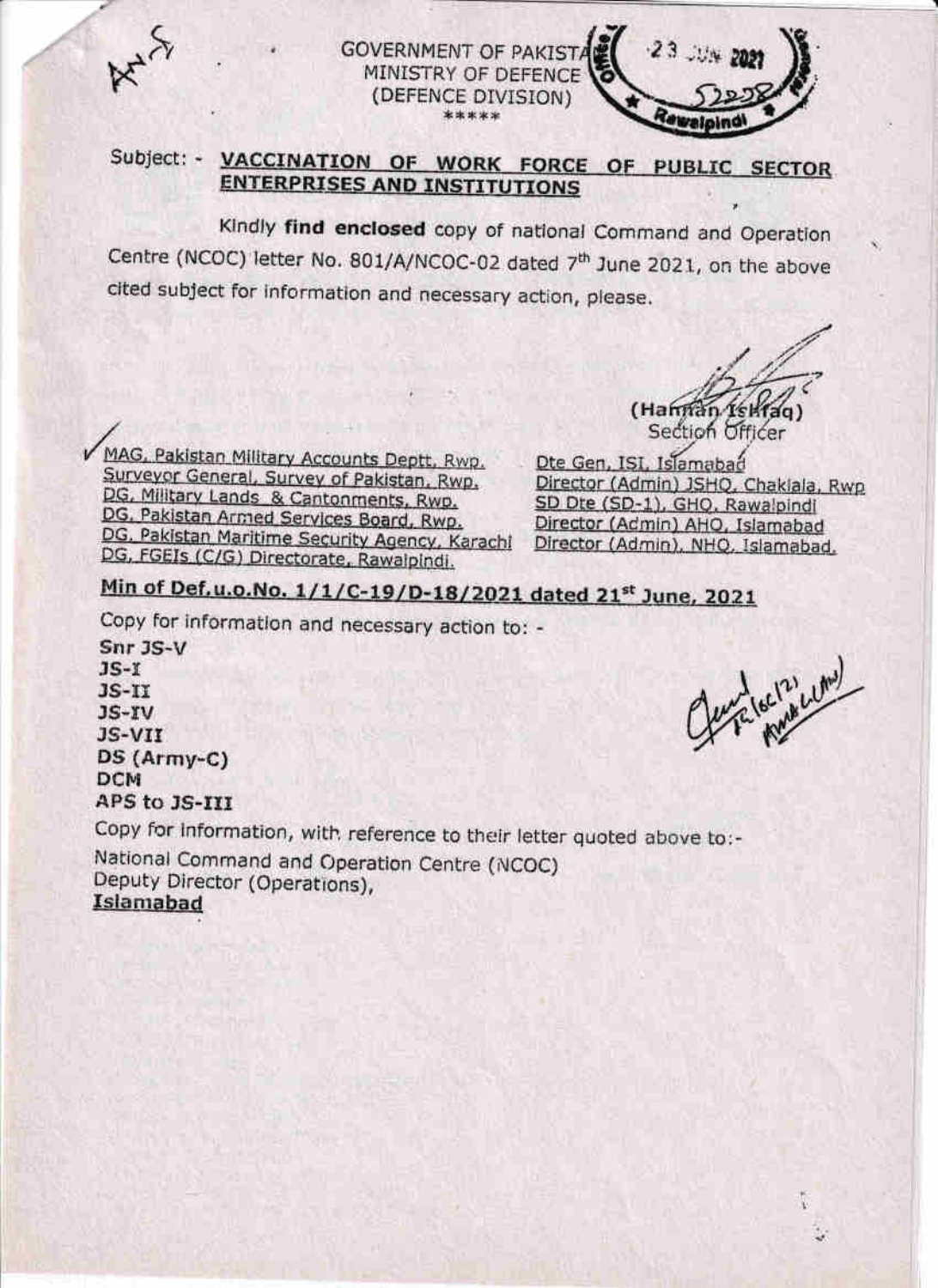GOVERNMENT OF PAKISTAN
MINISTRY OF DEFENCE
(DEFENCE DIVISION)
\*\*\*\*\*

Subject: - **VACCINATION OF WORK FORCE OF PUBLIC SECTOR ENTERPRISES AND INSTITUTIONS**

Kindly **find enclosed** copy of national Command and Operation Centre (NCOC) letter No. 801/A/NCOC-02 dated 7th June 2021, on the above cited subject for information and necessary action, please.

(Hannan Ishfaq)
Section Officer

MAG, Pakistan Military Accounts Deptt. Rwp.
Surveyor General, Survey of Pakistan, Rwp.
DG, Military Lands & Cantonments, Rwp.
DG, Pakistan Armed Services Board, Rwp.
DG, Pakistan Maritime Security Agency, Karachi
DG, FGEIs (C/G) Directorate, Rawalpindi.

Dte Gen, ISI, Islamabad
Director (Admin) JSHQ, Chaklala, Rwp
SD Dte (SD-1), GHQ, Rawalpindi
Director (Admin) AHQ, Islamabad
Director (Admin), NHQ, Islamabad.

**Min of Def.u.o.No. 1/1/C-19/D-18/2021 dated 21st June, 2021**

Copy for information and necessary action to: -

**Snr JS-V**
**JS-I**
**JS-II**
**JS-IV**
**JS-VII**
**DS (Army-C)**
**DCM**
**APS to JS-III**

Copy for information, with reference to their letter quoted above to:-

National Command and Operation Centre (NCOC)
Deputy Director (Operations),
**Islamabad**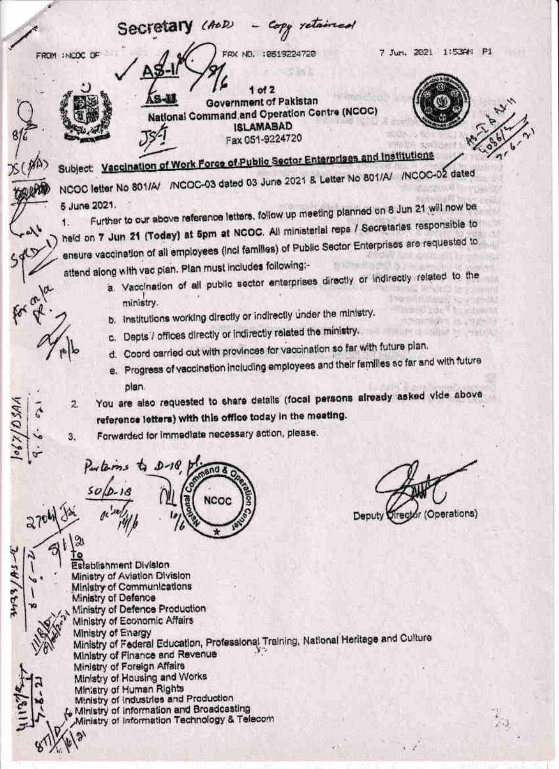Secretary (AoD) – Copy retained

FROM : NCOC OF FAX NO. :0519224720 7 Jun. 2021 1:53AM P1

Government of Pakistan
National Command and Operation Centre (NCOC)
ISLAMABAD
Fax 051-9224720

Subject: **Vaccination of Work Force of Public Sector Enterprises and Institutions**

NCOC letter No 801/A/ /NCOC-03 dated 03 June 2021 & Letter No 801/A/ /NCOC-02 dated 5 June 2021.

1. Further to our above reference letters, follow up meeting planned on 8 Jun 21 will now be held on **7 Jun 21 (Today) at 5pm at NCOC**. All ministerial reps / Secretaries responsible to ensure vaccination of all employees (incl families) of Public Sector Enterprises are requested to attend along with vac plan. Plan must includes following:-

   a. Vaccination of all public sector enterprises directly or indirectly related to the ministry.

   b. Institutions working directly or indirectly under the ministry.

   c. Depts / offices directly or indirectly related the ministry.

   d. Coord carried out with provinces for vaccination so far with future plan.

   e. Progress of vaccination including employees and their families so far and with future plan.

2. You are also requested to share details (**focal persons already asked vide above reference letters) with this office today in the meeting.**

3. Forwarded for immediate necessary action, please.

Deputy Director (Operations)

To
Establishment Division
Ministry of Aviation Division
Ministry of Communications
Ministry of Defence
Ministry of Defence Production
Ministry of Economic Affairs
Ministry of Energy
Ministry of Federal Education, Professional Training, National Heritage and Culture
Ministry of Finance and Revenue
Ministry of Foreign Affairs
Ministry of Housing and Works
Ministry of Human Rights
Ministry of Industries and Production
Ministry of Information and Broadcasting
Ministry of Information Technology & Telecom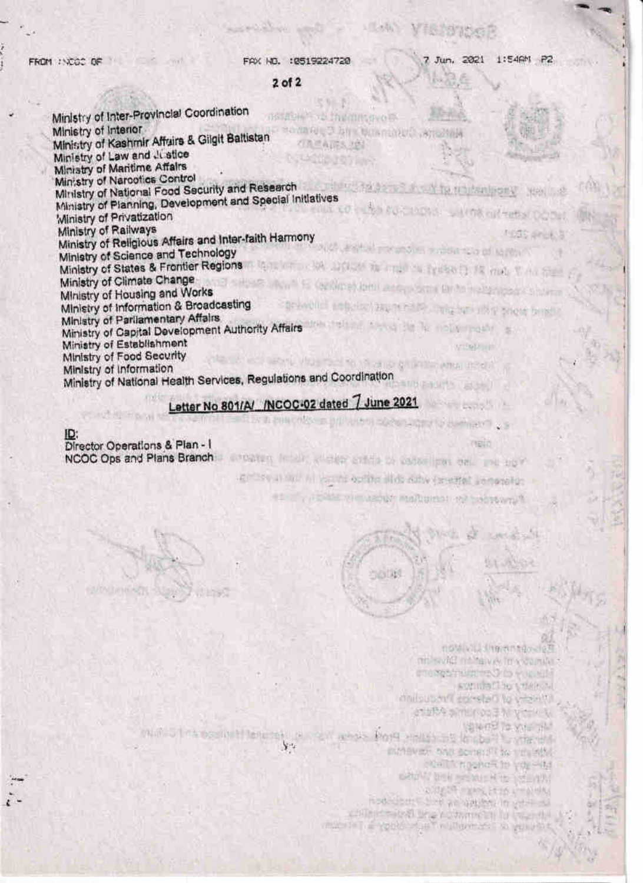Ministry of Inter-Provincial Coordination
Ministry of Interior
Ministry of Kashmir Affairs & Gilgit Baltistan
Ministry of Law and Justice
Ministry of Maritime Affairs
Ministry of Narcotics Control
Ministry of National Food Security and Research
Ministry of Planning, Development and Special Initiatives
Ministry of Privatization
Ministry of Railways
Ministry of Religious Affairs and Inter-faith Harmony
Ministry of Science and Technology
Ministry of States & Frontier Regions
Ministry of Climate Change
Ministry of Housing and Works
Ministry of Information & Broadcasting
Ministry of Parliamentary Affairs
Ministry of Capital Development Authority Affairs
Ministry of Establishment
Ministry of Food Security
Ministry of Information
Ministry of National Health Services, Regulations and Coordination

**Letter No 801/A/ /NCOC-02 dated 7 June 2021**

**ID:**
Director Operations & Plan - I
NCOC Ops and Plans Branch